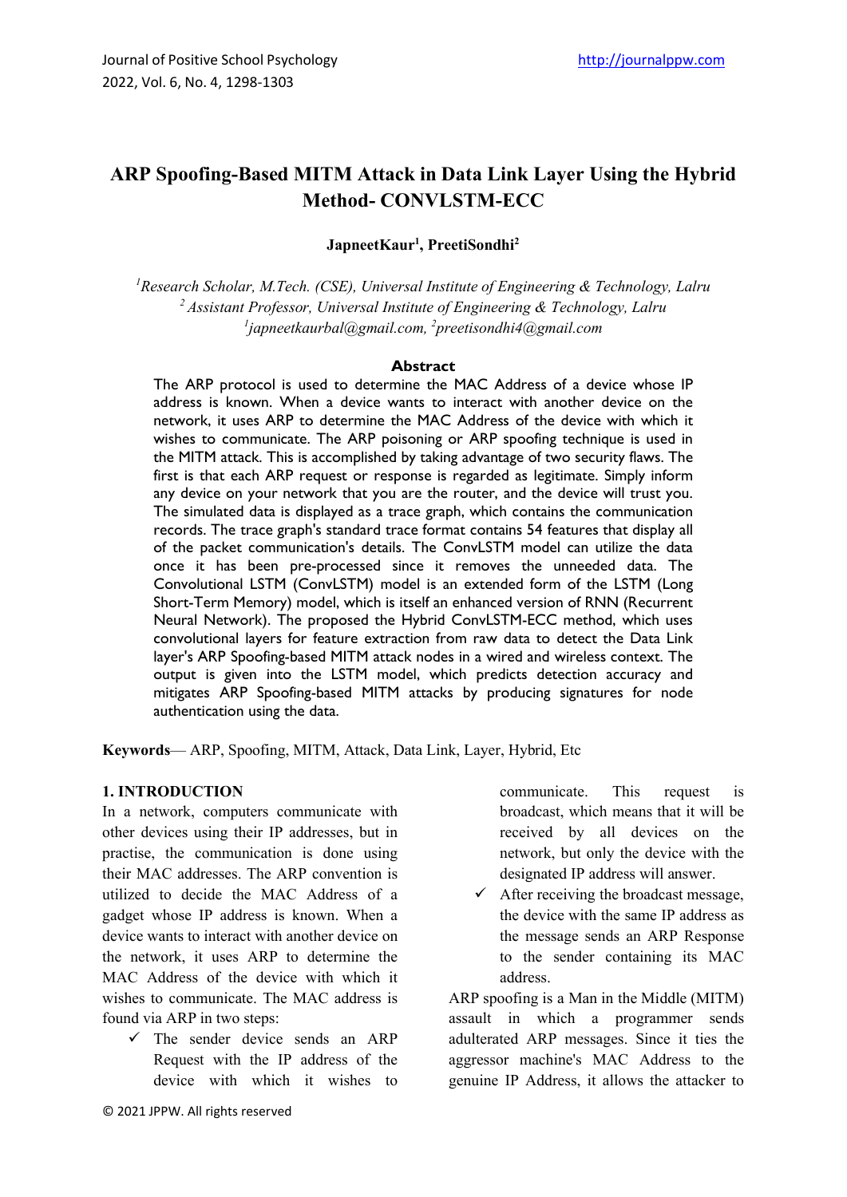# ARP Spoofing-Based MITM Attack in Data Link Layer Using the Hybrid Method- CONVLSTM-ECC

**JapneetKaur[1], PreetiSondhi[2]**

[1]*Research Scholar, M.Tech. (CSE), Universal Institute of Engineering & Technology, Lalru*
[2] *Assistant Professor, Universal Institute of Engineering & Technology, Lalru*
[1]*japneetkaurbal@gmail.com,* [2]*preetisondhi4@gmail.com*

## Abstract

The ARP protocol is used to determine the MAC Address of a device whose IP address is known. When a device wants to interact with another device on the network, it uses ARP to determine the MAC Address of the device with which it wishes to communicate. The ARP poisoning or ARP spoofing technique is used in the MITM attack. This is accomplished by taking advantage of two security flaws. The first is that each ARP request or response is regarded as legitimate. Simply inform any device on your network that you are the router, and the device will trust you. The simulated data is displayed as a trace graph, which contains the communication records. The trace graph's standard trace format contains 54 features that display all of the packet communication's details. The ConvLSTM model can utilize the data once it has been pre-processed since it removes the unneeded data. The Convolutional LSTM (ConvLSTM) model is an extended form of the LSTM (Long Short-Term Memory) model, which is itself an enhanced version of RNN (Recurrent Neural Network). The proposed the Hybrid ConvLSTM-ECC method, which uses convolutional layers for feature extraction from raw data to detect the Data Link layer's ARP Spoofing-based MITM attack nodes in a wired and wireless context. The output is given into the LSTM model, which predicts detection accuracy and mitigates ARP Spoofing-based MITM attacks by producing signatures for node authentication using the data.

**Keywords**— ARP, Spoofing, MITM, Attack, Data Link, Layer, Hybrid, Etc

## 1. INTRODUCTION

In a network, computers communicate with other devices using their IP addresses, but in practise, the communication is done using their MAC addresses. The ARP convention is utilized to decide the MAC Address of a gadget whose IP address is known. When a device wants to interact with another device on the network, it uses ARP to determine the MAC Address of the device with which it wishes to communicate. The MAC address is found via ARP in two steps:

- ✓ The sender device sends an ARP Request with the IP address of the device with which it wishes to communicate. This request is broadcast, which means that it will be received by all devices on the network, but only the device with the designated IP address will answer.
- ✓ After receiving the broadcast message, the device with the same IP address as the message sends an ARP Response to the sender containing its MAC address.

ARP spoofing is a Man in the Middle (MITM) assault in which a programmer sends adulterated ARP messages. Since it ties the aggressor machine's MAC Address to the genuine IP Address, it allows the attacker to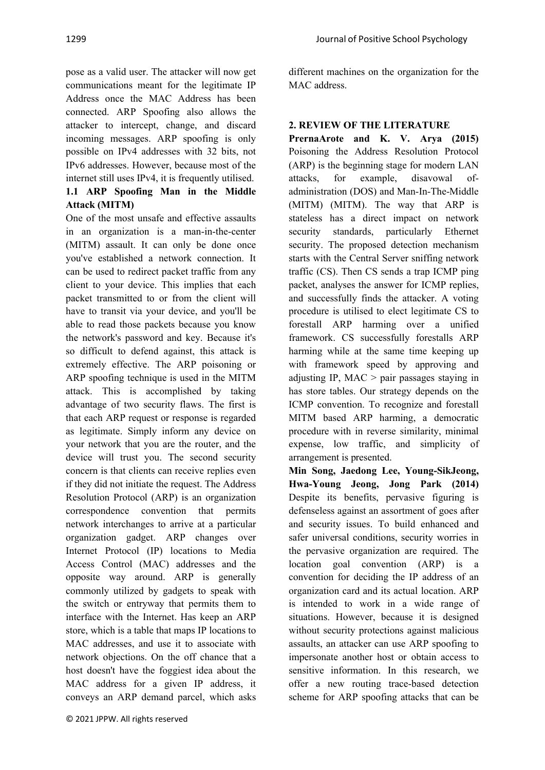pose as a valid user. The attacker will now get communications meant for the legitimate IP Address once the MAC Address has been connected. ARP Spoofing also allows the attacker to intercept, change, and discard incoming messages. ARP spoofing is only possible on IPv4 addresses with 32 bits, not IPv6 addresses. However, because most of the internet still uses IPv4, it is frequently utilised.

### 1.1 ARP Spoofing Man in the Middle Attack (MITM)

One of the most unsafe and effective assaults in an organization is a man-in-the-center (MITM) assault. It can only be done once you've established a network connection. It can be used to redirect packet traffic from any client to your device. This implies that each packet transmitted to or from the client will have to transit via your device, and you'll be able to read those packets because you know the network's password and key. Because it's so difficult to defend against, this attack is extremely effective. The ARP poisoning or ARP spoofing technique is used in the MITM attack. This is accomplished by taking advantage of two security flaws. The first is that each ARP request or response is regarded as legitimate. Simply inform any device on your network that you are the router, and the device will trust you. The second security concern is that clients can receive replies even if they did not initiate the request. The Address Resolution Protocol (ARP) is an organization correspondence convention that permits network interchanges to arrive at a particular organization gadget. ARP changes over Internet Protocol (IP) locations to Media Access Control (MAC) addresses and the opposite way around. ARP is generally commonly utilized by gadgets to speak with the switch or entryway that permits them to interface with the Internet. Has keep an ARP store, which is a table that maps IP locations to MAC addresses, and use it to associate with network objections. On the off chance that a host doesn't have the foggiest idea about the MAC address for a given IP address, it conveys an ARP demand parcel, which asks different machines on the organization for the MAC address.

## 2. REVIEW OF THE LITERATURE

**PrernaArote and K. V. Arya (2015)** Poisoning the Address Resolution Protocol (ARP) is the beginning stage for modern LAN attacks, for example, disavowal of-administration (DOS) and Man-In-The-Middle (MITM) (MITM). The way that ARP is stateless has a direct impact on network security standards, particularly Ethernet security. The proposed detection mechanism starts with the Central Server sniffing network traffic (CS). Then CS sends a trap ICMP ping packet, analyses the answer for ICMP replies, and successfully finds the attacker. A voting procedure is utilised to elect legitimate CS to forestall ARP harming over a unified framework. CS successfully forestalls ARP harming while at the same time keeping up with framework speed by approving and adjusting IP, MAC > pair passages staying in has store tables. Our strategy depends on the ICMP convention. To recognize and forestall MITM based ARP harming, a democratic procedure with in reverse similarity, minimal expense, low traffic, and simplicity of arrangement is presented.

**Min Song, Jaedong Lee, Young-SikJeong, Hwa-Young Jeong, Jong Park (2014)** Despite its benefits, pervasive figuring is defenseless against an assortment of goes after and security issues. To build enhanced and safer universal conditions, security worries in the pervasive organization are required. The location goal convention (ARP) is a convention for deciding the IP address of an organization card and its actual location. ARP is intended to work in a wide range of situations. However, because it is designed without security protections against malicious assaults, an attacker can use ARP spoofing to impersonate another host or obtain access to sensitive information. In this research, we offer a new routing trace-based detection scheme for ARP spoofing attacks that can be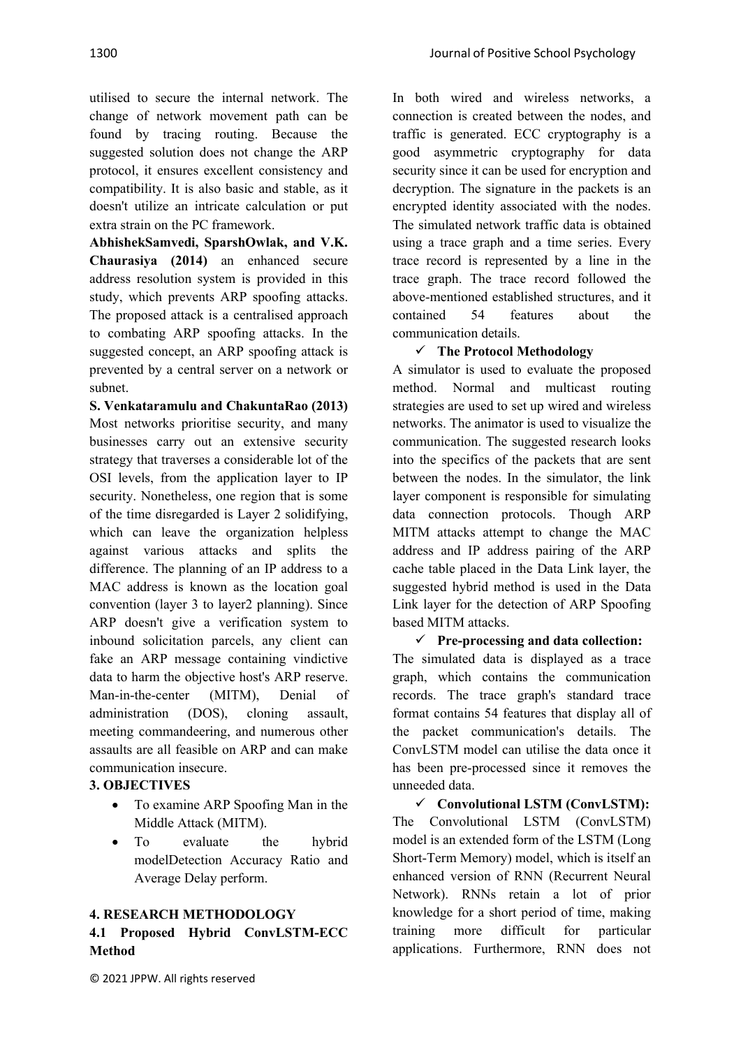utilised to secure the internal network. The change of network movement path can be found by tracing routing. Because the suggested solution does not change the ARP protocol, it ensures excellent consistency and compatibility. It is also basic and stable, as it doesn't utilize an intricate calculation or put extra strain on the PC framework.

**AbhishekSamvedi, SparshOwlak, and V.K. Chaurasiya (2014)** an enhanced secure address resolution system is provided in this study, which prevents ARP spoofing attacks. The proposed attack is a centralised approach to combating ARP spoofing attacks. In the suggested concept, an ARP spoofing attack is prevented by a central server on a network or subnet.

**S. Venkataramulu and ChakuntaRao (2013)** Most networks prioritise security, and many businesses carry out an extensive security strategy that traverses a considerable lot of the OSI levels, from the application layer to IP security. Nonetheless, one region that is some of the time disregarded is Layer 2 solidifying, which can leave the organization helpless against various attacks and splits the difference. The planning of an IP address to a MAC address is known as the location goal convention (layer 3 to layer2 planning). Since ARP doesn't give a verification system to inbound solicitation parcels, any client can fake an ARP message containing vindictive data to harm the objective host's ARP reserve. Man-in-the-center (MITM), Denial of administration (DOS), cloning assault, meeting commandeering, and numerous other assaults are all feasible on ARP and can make communication insecure.

## 3. OBJECTIVES

- To examine ARP Spoofing Man in the Middle Attack (MITM).
- To evaluate the hybrid modelDetection Accuracy Ratio and Average Delay perform.

## 4. RESEARCH METHODOLOGY

### 4.1 Proposed Hybrid ConvLSTM-ECC Method

In both wired and wireless networks, a connection is created between the nodes, and traffic is generated. ECC cryptography is a good asymmetric cryptography for data security since it can be used for encryption and decryption. The signature in the packets is an encrypted identity associated with the nodes. The simulated network traffic data is obtained using a trace graph and a time series. Every trace record is represented by a line in the trace graph. The trace record followed the above-mentioned established structures, and it contained 54 features about the communication details.

✓ **The Protocol Methodology**

A simulator is used to evaluate the proposed method. Normal and multicast routing strategies are used to set up wired and wireless networks. The animator is used to visualize the communication. The suggested research looks into the specifics of the packets that are sent between the nodes. In the simulator, the link layer component is responsible for simulating data connection protocols. Though ARP MITM attacks attempt to change the MAC address and IP address pairing of the ARP cache table placed in the Data Link layer, the suggested hybrid method is used in the Data Link layer for the detection of ARP Spoofing based MITM attacks.

✓ **Pre-processing and data collection:**

The simulated data is displayed as a trace graph, which contains the communication records. The trace graph's standard trace format contains 54 features that display all of the packet communication's details. The ConvLSTM model can utilise the data once it has been pre-processed since it removes the unneeded data.

✓ **Convolutional LSTM (ConvLSTM):**

The Convolutional LSTM (ConvLSTM) model is an extended form of the LSTM (Long Short-Term Memory) model, which is itself an enhanced version of RNN (Recurrent Neural Network). RNNs retain a lot of prior knowledge for a short period of time, making training more difficult for particular applications. Furthermore, RNN does not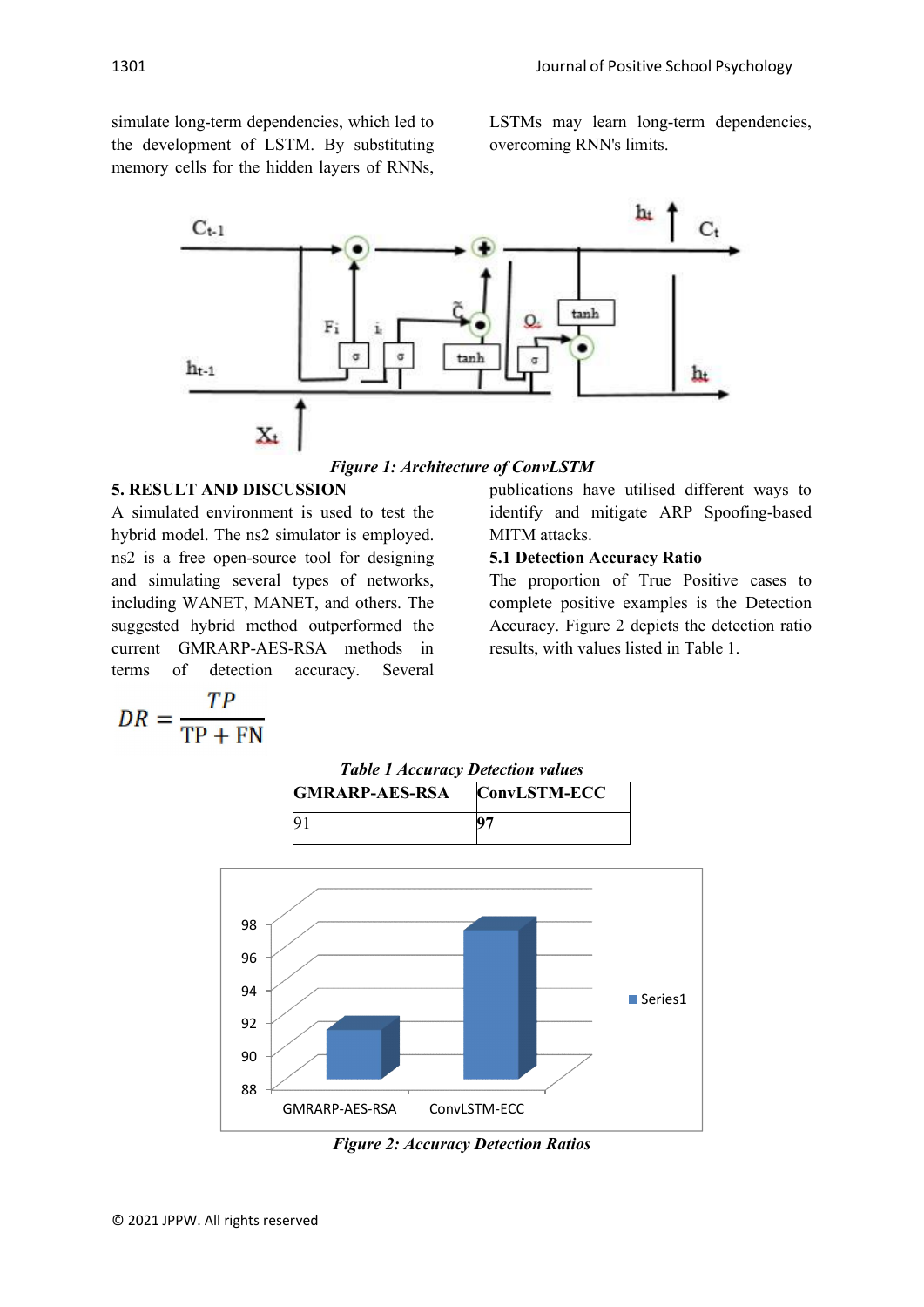simulate long-term dependencies, which led to the development of LSTM. By substituting memory cells for the hidden layers of RNNs, LSTMs may learn long-term dependencies, overcoming RNN's limits.

*Figure 1: Architecture of ConvLSTM*

## 5. RESULT AND DISCUSSION

A simulated environment is used to test the hybrid model. The ns2 simulator is employed. ns2 is a free open-source tool for designing and simulating several types of networks, including WANET, MANET, and others. The suggested hybrid method outperformed the current GMRARP-AES-RSA methods in terms of detection accuracy. Several publications have utilised different ways to identify and mitigate ARP Spoofing-based MITM attacks.

### 5.1 Detection Accuracy Ratio

The proportion of True Positive cases to complete positive examples is the Detection Accuracy. Figure 2 depicts the detection ratio results, with values listed in Table 1.

$$DR = \frac{TP}{TP + FN}$$

*Table 1 Accuracy Detection values*

| GMRARP-AES-RSA | ConvLSTM-ECC |
|---|---|
| 91 | **97** |

*Figure 2: Accuracy Detection Ratios*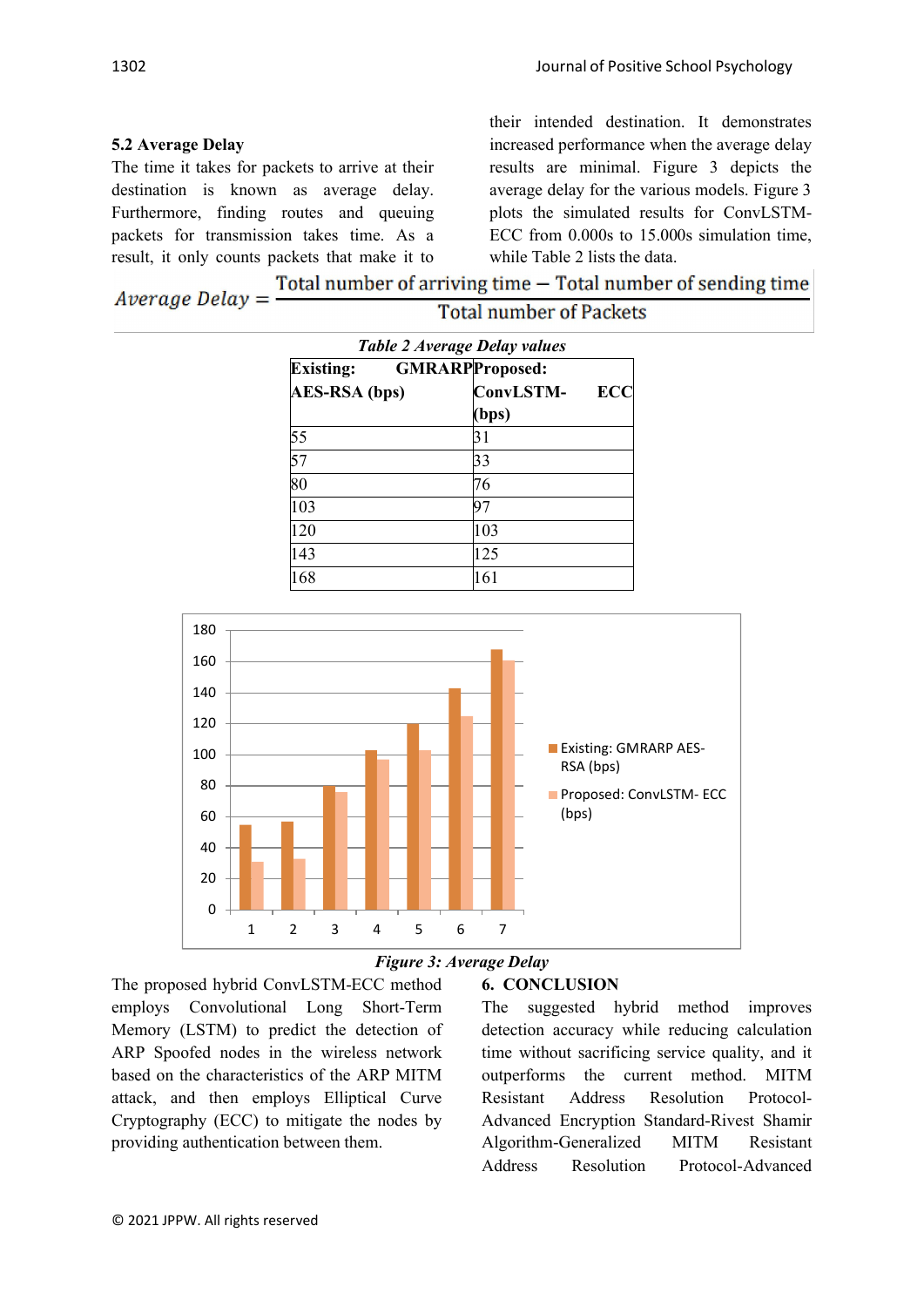### 5.2 Average Delay

The time it takes for packets to arrive at their destination is known as average delay. Furthermore, finding routes and queuing packets for transmission takes time. As a result, it only counts packets that make it to their intended destination. It demonstrates increased performance when the average delay results are minimal. Figure 3 depicts the average delay for the various models. Figure 3 plots the simulated results for ConvLSTM-ECC from 0.000s to 15.000s simulation time, while Table 2 lists the data.

$$Average\ Delay = \frac{\text{Total number of arriving time} - \text{Total number of sending time}}{\text{Total number of Packets}}$$

*Table 2 Average Delay values*

| Existing: GMRARP AES-RSA (bps) | Proposed: ConvLSTM- ECC (bps) |
|---|---|
| 55 | 31 |
| 57 | 33 |
| 80 | 76 |
| 103 | 97 |
| 120 | 103 |
| 143 | 125 |
| 168 | 161 |

*Figure 3: Average Delay*

The proposed hybrid ConvLSTM-ECC method employs Convolutional Long Short-Term Memory (LSTM) to predict the detection of ARP Spoofed nodes in the wireless network based on the characteristics of the ARP MITM attack, and then employs Elliptical Curve Cryptography (ECC) to mitigate the nodes by providing authentication between them.

## 6. CONCLUSION

The suggested hybrid method improves detection accuracy while reducing calculation time without sacrificing service quality, and it outperforms the current method. MITM Resistant Address Resolution Protocol-Advanced Encryption Standard-Rivest Shamir Algorithm-Generalized MITM Resistant Address Resolution Protocol-Advanced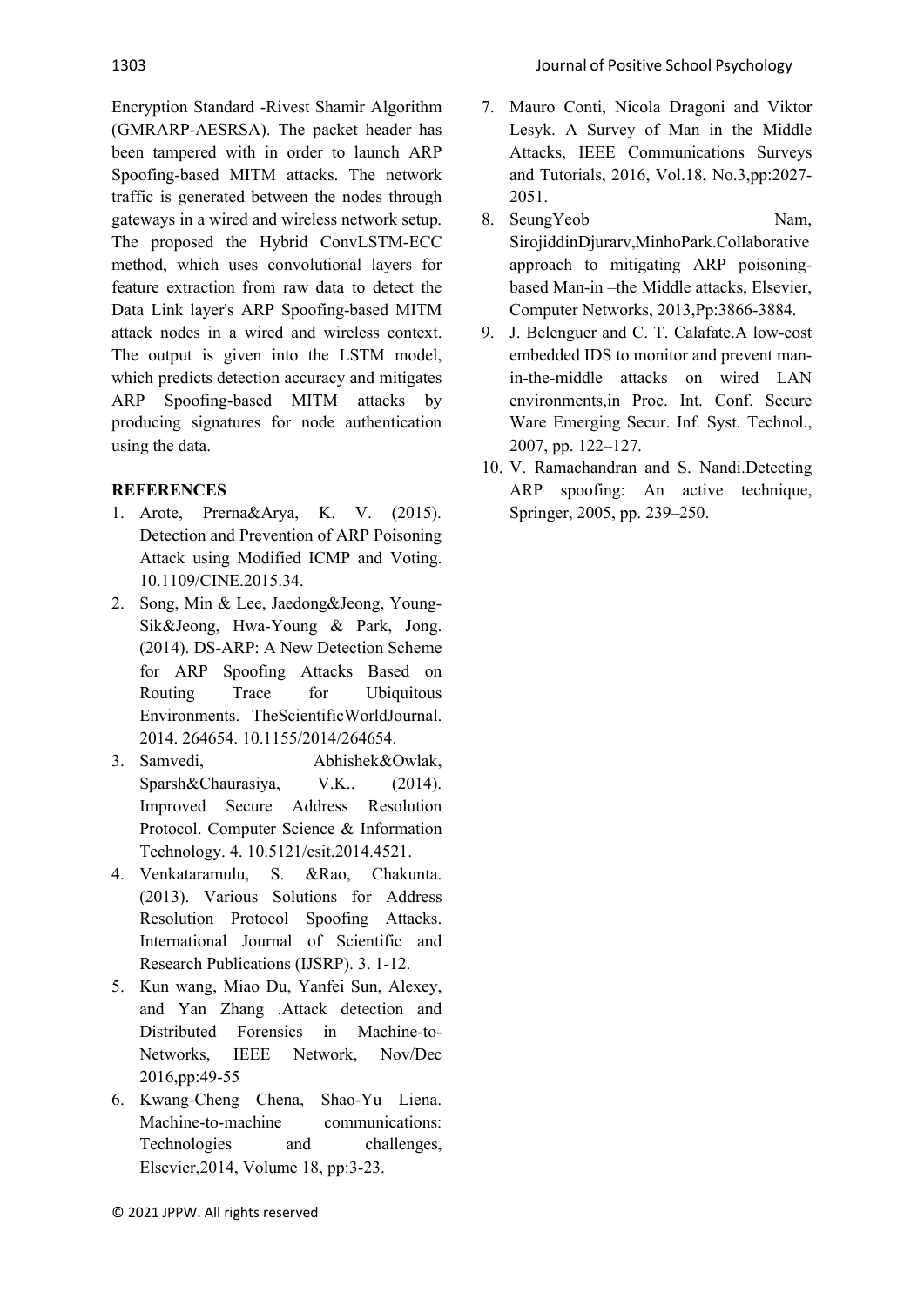Encryption Standard -Rivest Shamir Algorithm (GMRARP-AESRSA). The packet header has been tampered with in order to launch ARP Spoofing-based MITM attacks. The network traffic is generated between the nodes through gateways in a wired and wireless network setup. The proposed the Hybrid ConvLSTM-ECC method, which uses convolutional layers for feature extraction from raw data to detect the Data Link layer's ARP Spoofing-based MITM attack nodes in a wired and wireless context. The output is given into the LSTM model, which predicts detection accuracy and mitigates ARP Spoofing-based MITM attacks by producing signatures for node authentication using the data.

## REFERENCES

1. Arote, Prerna&Arya, K. V. (2015). Detection and Prevention of ARP Poisoning Attack using Modified ICMP and Voting. 10.1109/CINE.2015.34.
2. Song, Min & Lee, Jaedong&Jeong, Young-Sik&Jeong, Hwa-Young & Park, Jong. (2014). DS-ARP: A New Detection Scheme for ARP Spoofing Attacks Based on Routing Trace for Ubiquitous Environments. TheScientificWorldJournal. 2014. 264654. 10.1155/2014/264654.
3. Samvedi, Abhishek&Owlak, Sparsh&Chaurasiya, V.K.. (2014). Improved Secure Address Resolution Protocol. Computer Science & Information Technology. 4. 10.5121/csit.2014.4521.
4. Venkataramulu, S. &Rao, Chakunta. (2013). Various Solutions for Address Resolution Protocol Spoofing Attacks. International Journal of Scientific and Research Publications (IJSRP). 3. 1-12.
5. Kun wang, Miao Du, Yanfei Sun, Alexey, and Yan Zhang .Attack detection and Distributed Forensics in Machine-to-Networks, IEEE Network, Nov/Dec 2016,pp:49-55
6. Kwang-Cheng Chena, Shao-Yu Liena. Machine-to-machine communications: Technologies and challenges, Elsevier,2014, Volume 18, pp:3-23.
7. Mauro Conti, Nicola Dragoni and Viktor Lesyk. A Survey of Man in the Middle Attacks, IEEE Communications Surveys and Tutorials, 2016, Vol.18, No.3,pp:2027-2051.
8. SeungYeob Nam, SirojiddinDjurarv,MinhoPark.Collaborative approach to mitigating ARP poisoning-based Man-in –the Middle attacks, Elsevier, Computer Networks, 2013,Pp:3866-3884.
9. J. Belenguer and C. T. Calafate.A low-cost embedded IDS to monitor and prevent man-in-the-middle attacks on wired LAN environments,in Proc. Int. Conf. Secure Ware Emerging Secur. Inf. Syst. Technol., 2007, pp. 122–127.
10. V. Ramachandran and S. Nandi.Detecting ARP spoofing: An active technique, Springer, 2005, pp. 239–250.